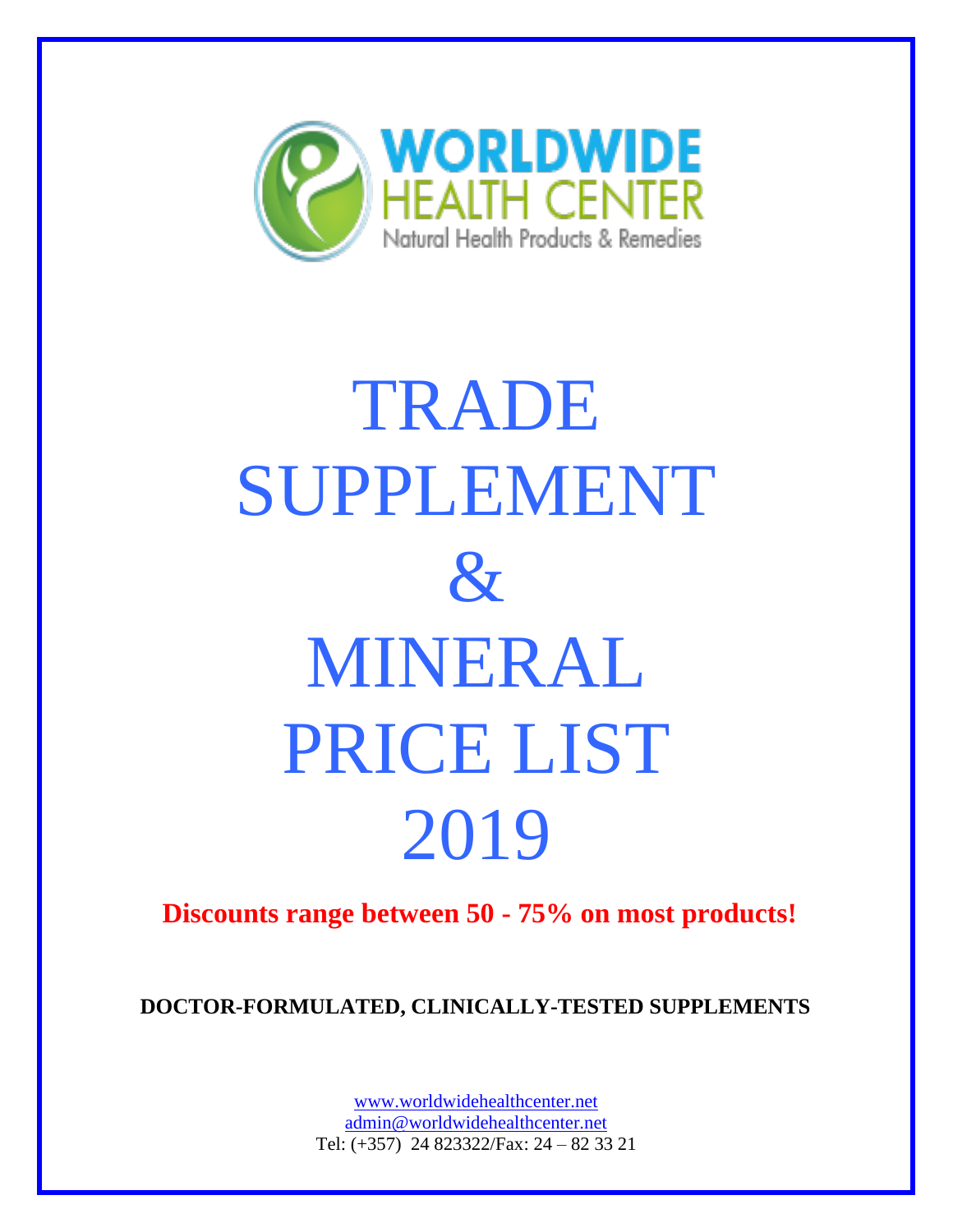WORLDWIDE HEALTH CENTER

Natural Health Products & Remedies

# TRADE SUPPLEMENT & MINERAL PRICE LIST 2019

**Discounts range between 50 - 75% on most products!**

**DOCTOR-FORMULATED, CLINICALLY-TESTED SUPPLEMENTS**

www.worldwidehealthcenter.net
admin@worldwidehealthcenter.net
Tel: (+357) 24 823322/Fax: 24 – 82 33 21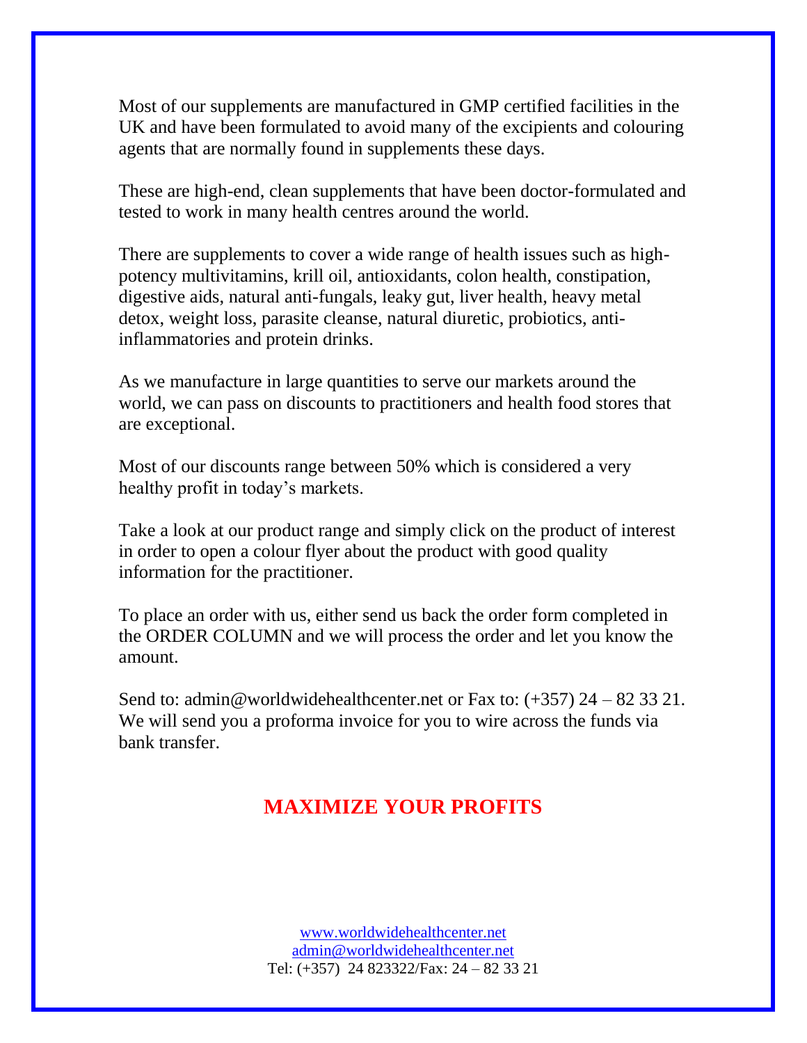Most of our supplements are manufactured in GMP certified facilities in the UK and have been formulated to avoid many of the excipients and colouring agents that are normally found in supplements these days.

These are high-end, clean supplements that have been doctor-formulated and tested to work in many health centres around the world.

There are supplements to cover a wide range of health issues such as high-potency multivitamins, krill oil, antioxidants, colon health, constipation, digestive aids, natural anti-fungals, leaky gut, liver health, heavy metal detox, weight loss, parasite cleanse, natural diuretic, probiotics, anti-inflammatories and protein drinks.

As we manufacture in large quantities to serve our markets around the world, we can pass on discounts to practitioners and health food stores that are exceptional.

Most of our discounts range between 50% which is considered a very healthy profit in today's markets.

Take a look at our product range and simply click on the product of interest in order to open a colour flyer about the product with good quality information for the practitioner.

To place an order with us, either send us back the order form completed in the ORDER COLUMN and we will process the order and let you know the amount.

Send to: admin@worldwidehealthcenter.net or Fax to: (+357) 24 – 82 33 21. We will send you a proforma invoice for you to wire across the funds via bank transfer.

**MAXIMIZE YOUR PROFITS**

www.worldwidehealthcenter.net
admin@worldwidehealthcenter.net
Tel: (+357) 24 823322/Fax: 24 – 82 33 21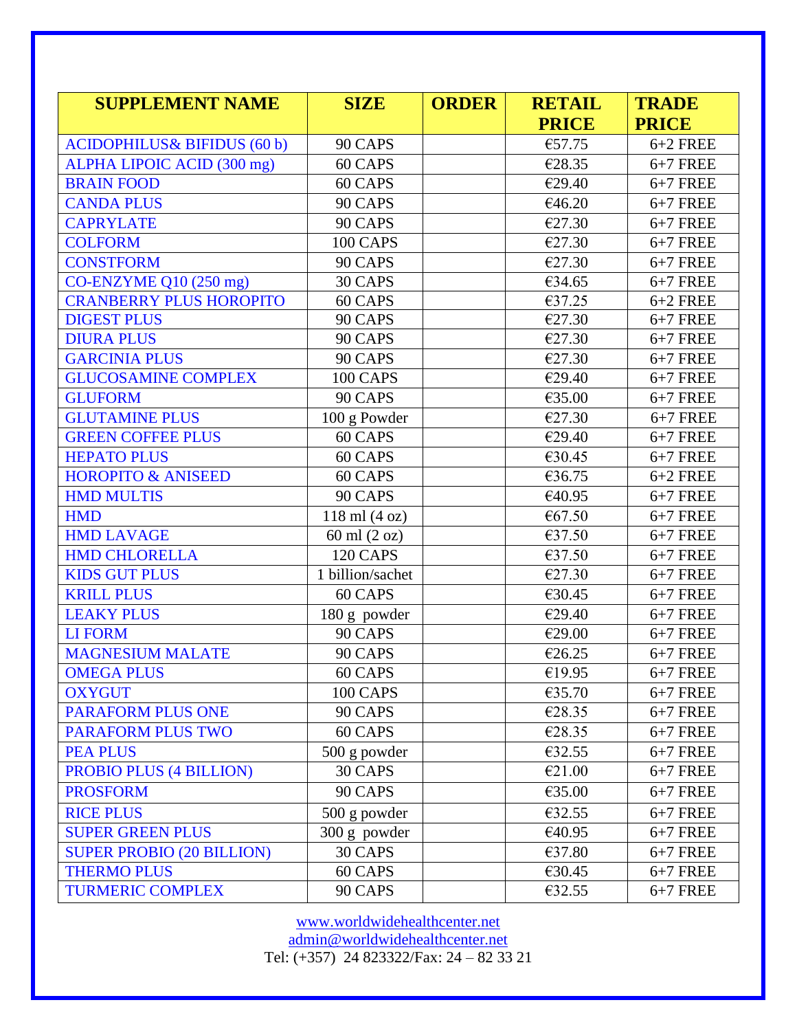| SUPPLEMENT NAME | SIZE | ORDER | RETAIL PRICE | TRADE PRICE |
|---|---|---|---|---|
| ACIDOPHILUS& BIFIDUS (60 b) | 90 CAPS | | €57.75 | 6+2 FREE |
| ALPHA LIPOIC ACID (300 mg) | 60 CAPS | | €28.35 | 6+7 FREE |
| BRAIN FOOD | 60 CAPS | | €29.40 | 6+7 FREE |
| CANDA PLUS | 90 CAPS | | €46.20 | 6+7 FREE |
| CAPRYLATE | 90 CAPS | | €27.30 | 6+7 FREE |
| COLFORM | 100 CAPS | | €27.30 | 6+7 FREE |
| CONSTFORM | 90 CAPS | | €27.30 | 6+7 FREE |
| CO-ENZYME Q10 (250 mg) | 30 CAPS | | €34.65 | 6+7 FREE |
| CRANBERRY PLUS HOROPITO | 60 CAPS | | €37.25 | 6+2 FREE |
| DIGEST PLUS | 90 CAPS | | €27.30 | 6+7 FREE |
| DIURA PLUS | 90 CAPS | | €27.30 | 6+7 FREE |
| GARCINIA PLUS | 90 CAPS | | €27.30 | 6+7 FREE |
| GLUCOSAMINE COMPLEX | 100 CAPS | | €29.40 | 6+7 FREE |
| GLUFORM | 90 CAPS | | €35.00 | 6+7 FREE |
| GLUTAMINE PLUS | 100 g Powder | | €27.30 | 6+7 FREE |
| GREEN COFFEE PLUS | 60 CAPS | | €29.40 | 6+7 FREE |
| HEPATO PLUS | 60 CAPS | | €30.45 | 6+7 FREE |
| HOROPITO & ANISEED | 60 CAPS | | €36.75 | 6+2 FREE |
| HMD MULTIS | 90 CAPS | | €40.95 | 6+7 FREE |
| HMD | 118 ml (4 oz) | | €67.50 | 6+7 FREE |
| HMD LAVAGE | 60 ml (2 oz) | | €37.50 | 6+7 FREE |
| HMD CHLORELLA | 120 CAPS | | €37.50 | 6+7 FREE |
| KIDS GUT PLUS | 1 billion/sachet | | €27.30 | 6+7 FREE |
| KRILL PLUS | 60 CAPS | | €30.45 | 6+7 FREE |
| LEAKY PLUS | 180 g powder | | €29.40 | 6+7 FREE |
| LI FORM | 90 CAPS | | €29.00 | 6+7 FREE |
| MAGNESIUM MALATE | 90 CAPS | | €26.25 | 6+7 FREE |
| OMEGA PLUS | 60 CAPS | | €19.95 | 6+7 FREE |
| OXYGUT | 100 CAPS | | €35.70 | 6+7 FREE |
| PARAFORM PLUS ONE | 90 CAPS | | €28.35 | 6+7 FREE |
| PARAFORM PLUS TWO | 60 CAPS | | €28.35 | 6+7 FREE |
| PEA PLUS | 500 g powder | | €32.55 | 6+7 FREE |
| PROBIO PLUS (4 BILLION) | 30 CAPS | | €21.00 | 6+7 FREE |
| PROSFORM | 90 CAPS | | €35.00 | 6+7 FREE |
| RICE PLUS | 500 g powder | | €32.55 | 6+7 FREE |
| SUPER GREEN PLUS | 300 g powder | | €40.95 | 6+7 FREE |
| SUPER PROBIO (20 BILLION) | 30 CAPS | | €37.80 | 6+7 FREE |
| THERMO PLUS | 60 CAPS | | €30.45 | 6+7 FREE |
| TURMERIC COMPLEX | 90 CAPS | | €32.55 | 6+7 FREE |

www.worldwidehealthcenter.net
admin@worldwidehealthcenter.net
Tel: (+357) 24 823322/Fax: 24 – 82 33 21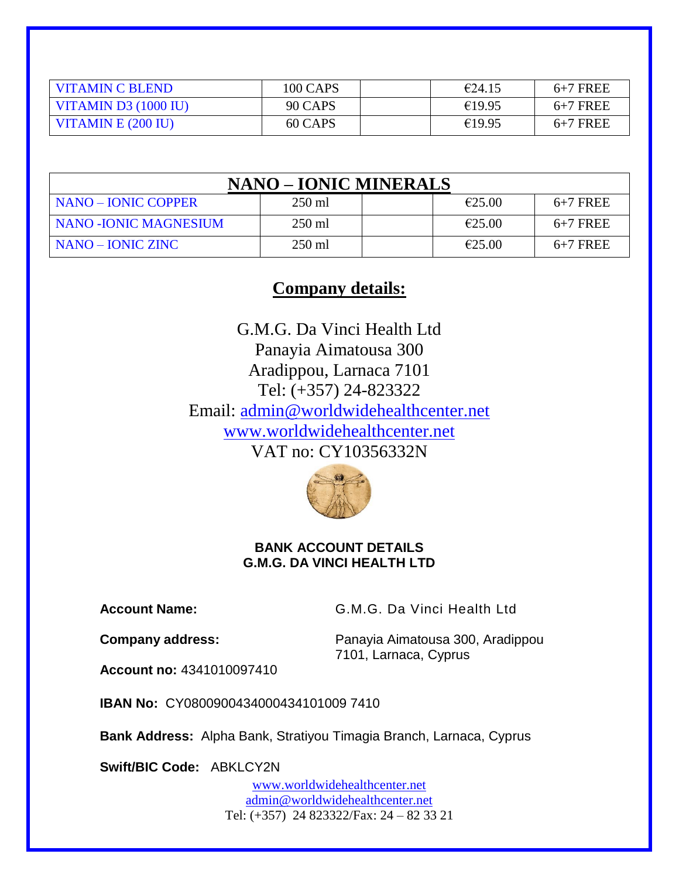| | | | | |
|---|---|---|---|---|
| VITAMIN C BLEND | 100 CAPS | | €24.15 | 6+7 FREE |
| VITAMIN D3 (1000 IU) | 90 CAPS | | €19.95 | 6+7 FREE |
| VITAMIN E (200 IU) | 60 CAPS | | €19.95 | 6+7 FREE |

| NANO – IONIC MINERALS | | | | |
|---|---|---|---|---|
| NANO – IONIC COPPER | 250 ml | | €25.00 | 6+7 FREE |
| NANO -IONIC MAGNESIUM | 250 ml | | €25.00 | 6+7 FREE |
| NANO – IONIC ZINC | 250 ml | | €25.00 | 6+7 FREE |

## Company details:

G.M.G. Da Vinci Health Ltd
Panayia Aimatousa 300
Aradippou, Larnaca 7101
Tel: (+357) 24-823322
Email: admin@worldwidehealthcenter.net
www.worldwidehealthcenter.net
VAT no: CY10356332N

**BANK ACCOUNT DETAILS**
**G.M.G. DA VINCI HEALTH LTD**

**Account Name:** G.M.G. Da Vinci Health Ltd

**Company address:** Panayia Aimatousa 300, Aradippou 7101, Larnaca, Cyprus

**Account no:** 4341010097410

**IBAN No:** CY08009004340004341010097410

**Bank Address:** Alpha Bank, Stratiyou Timagia Branch, Larnaca, Cyprus

**Swift/BIC Code:** ABKLCY2N

www.worldwidehealthcenter.net
admin@worldwidehealthcenter.net
Tel: (+357) 24 823322/Fax: 24 – 82 33 21